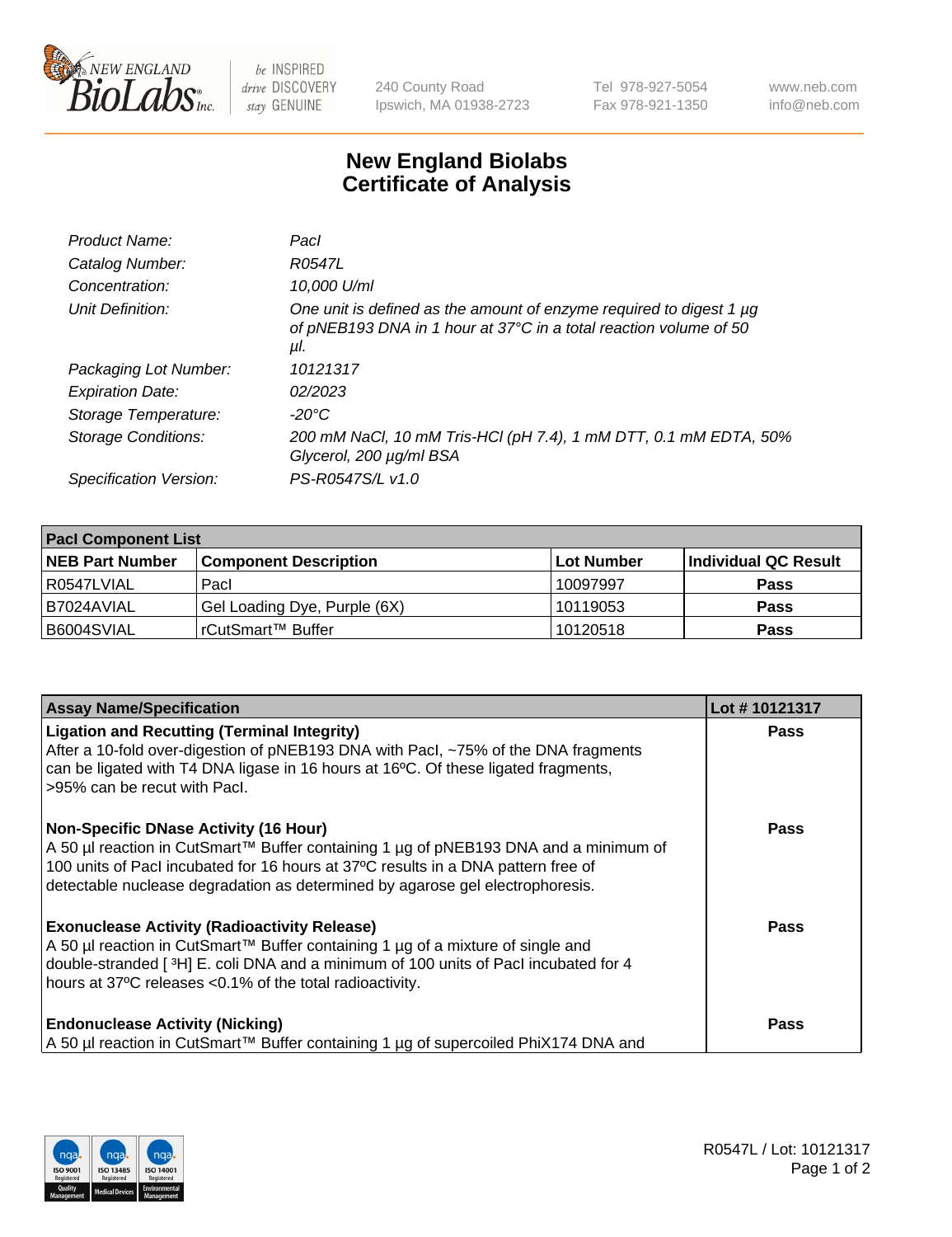# New England Biolabs Certificate of Analysis

| | |
|---|---|
| *Product Name:* | *PacI* |
| *Catalog Number:* | *R0547L* |
| *Concentration:* | *10,000 U/ml* |
| *Unit Definition:* | *One unit is defined as the amount of enzyme required to digest 1 µg of pNEB193 DNA in 1 hour at 37°C in a total reaction volume of 50 µl.* |
| *Packaging Lot Number:* | *10121317* |
| *Expiration Date:* | *02/2023* |
| *Storage Temperature:* | *-20°C* |
| *Storage Conditions:* | *200 mM NaCl, 10 mM Tris-HCl (pH 7.4), 1 mM DTT, 0.1 mM EDTA, 50% Glycerol, 200 µg/ml BSA* |
| *Specification Version:* | *PS-R0547S/L v1.0* |

| PacI Component List | | | |
|---|---|---|---|
| **NEB Part Number** | **Component Description** | **Lot Number** | **Individual QC Result** |
| R0547LVIAL | PacI | 10097997 | **Pass** |
| B7024AVIAL | Gel Loading Dye, Purple (6X) | 10119053 | **Pass** |
| B6004SVIAL | rCutSmart™ Buffer | 10120518 | **Pass** |

| Assay Name/Specification | Lot # 10121317 |
|---|---|
| **Ligation and Recutting (Terminal Integrity)** After a 10-fold over-digestion of pNEB193 DNA with PacI, ~75% of the DNA fragments can be ligated with T4 DNA ligase in 16 hours at 16ºC. Of these ligated fragments, >95% can be recut with PacI. | **Pass** |
| **Non-Specific DNase Activity (16 Hour)** A 50 µl reaction in CutSmart™ Buffer containing 1 µg of pNEB193 DNA and a minimum of 100 units of PacI incubated for 16 hours at 37ºC results in a DNA pattern free of detectable nuclease degradation as determined by agarose gel electrophoresis. | **Pass** |
| **Exonuclease Activity (Radioactivity Release)** A 50 µl reaction in CutSmart™ Buffer containing 1 µg of a mixture of single and double-stranded [$^{3}$H] E. coli DNA and a minimum of 100 units of PacI incubated for 4 hours at 37ºC releases <0.1% of the total radioactivity. | **Pass** |
| **Endonuclease Activity (Nicking)** A 50 µl reaction in CutSmart™ Buffer containing 1 µg of supercoiled PhiX174 DNA and | **Pass** |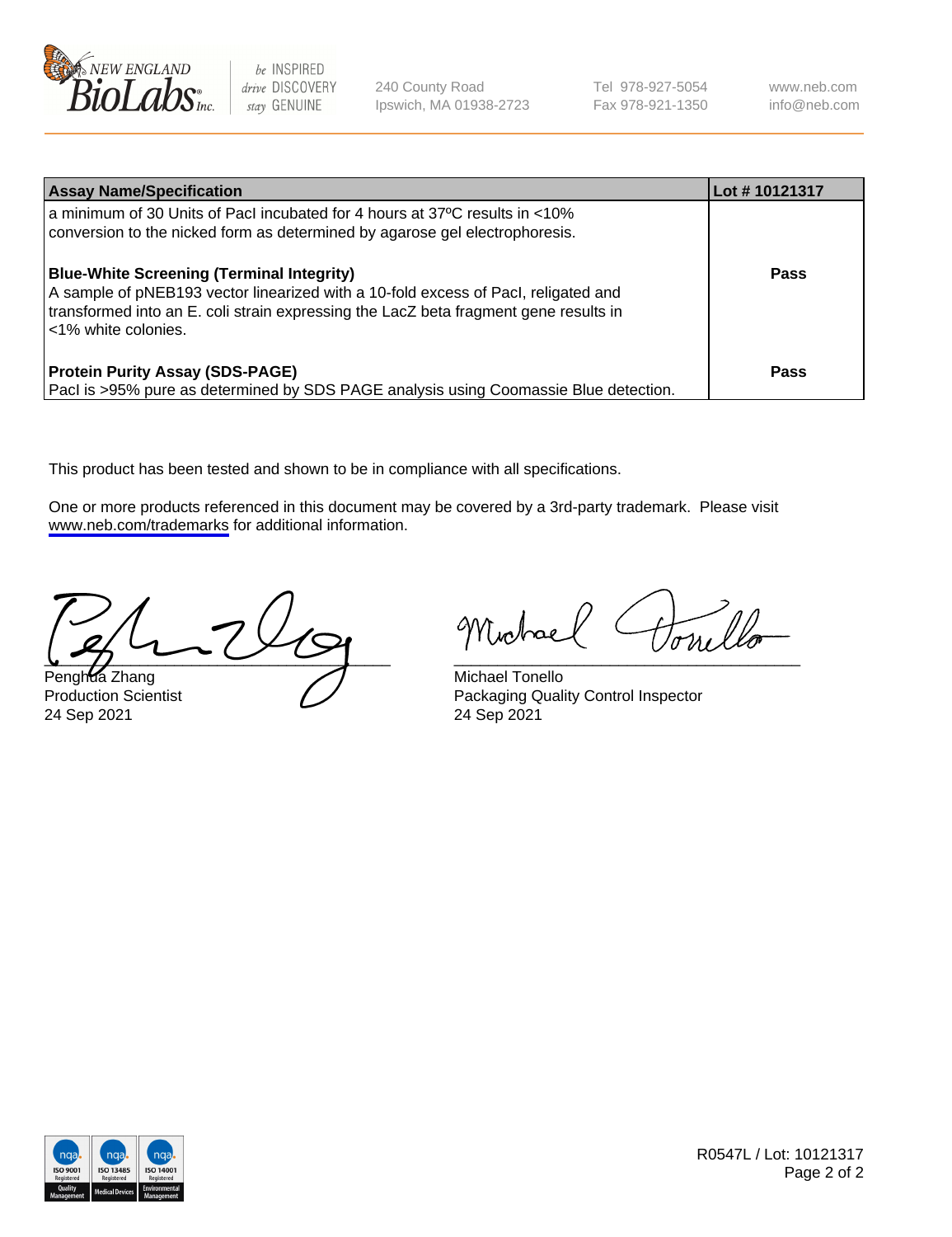| Assay Name/Specification | Lot # 10121317 |
|---|---|
| a minimum of 30 Units of PacI incubated for 4 hours at 37ºC results in <10% conversion to the nicked form as determined by agarose gel electrophoresis. | |
| **Blue-White Screening (Terminal Integrity)**<br>A sample of pNEB193 vector linearized with a 10-fold excess of PacI, religated and transformed into an E. coli strain expressing the LacZ beta fragment gene results in <1% white colonies. | **Pass** |
| **Protein Purity Assay (SDS-PAGE)**<br>PacI is >95% pure as determined by SDS PAGE analysis using Coomassie Blue detection. | **Pass** |

This product has been tested and shown to be in compliance with all specifications.

One or more products referenced in this document may be covered by a 3rd-party trademark. Please visit www.neb.com/trademarks for additional information.

Penghua Zhang
Production Scientist
24 Sep 2021

Michael Tonello
Packaging Quality Control Inspector
24 Sep 2021

R0547L / Lot: 10121317